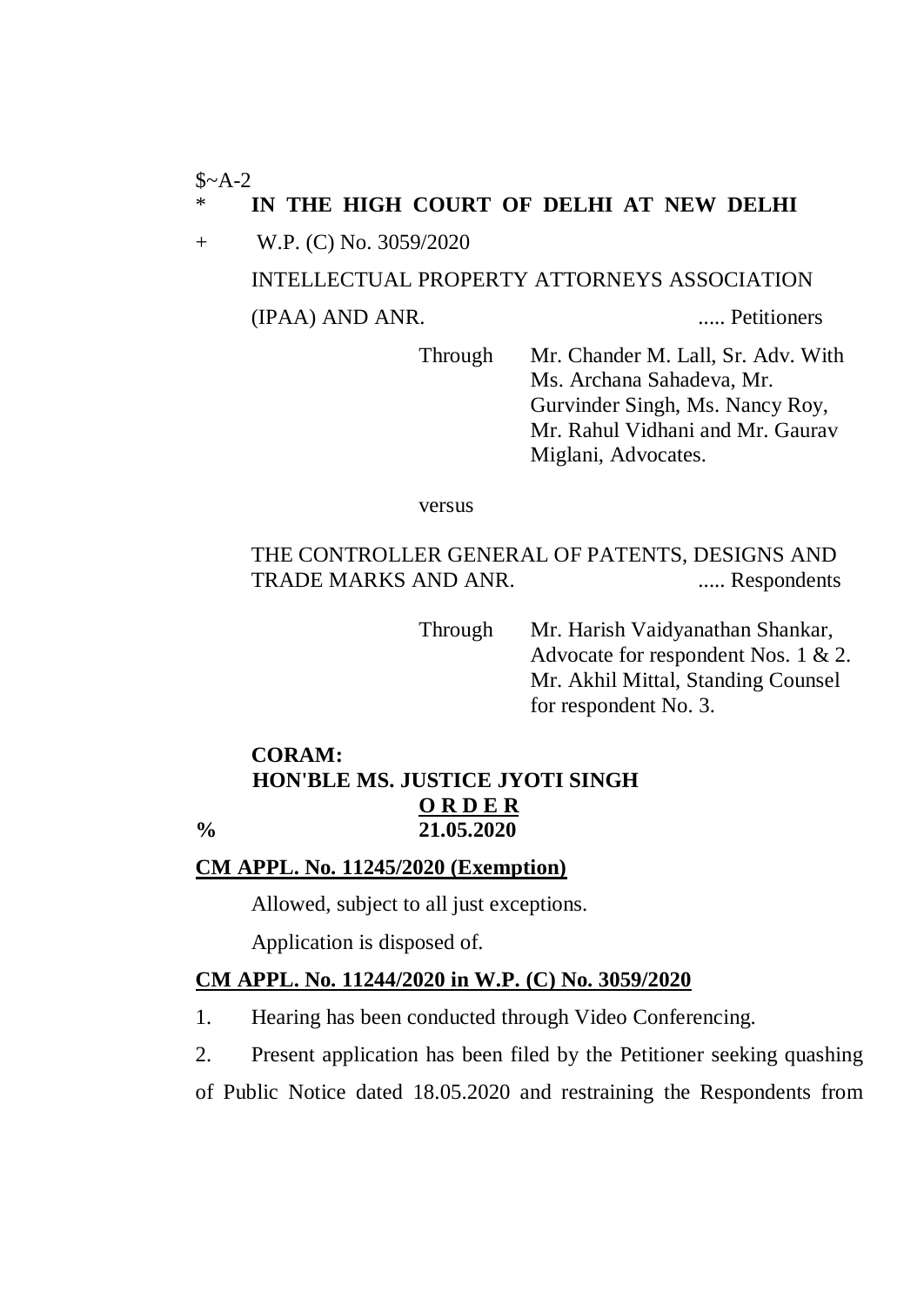$~A-2

\* **IN THE HIGH COURT OF DELHI AT NEW DELHI**

\+ W.P. (C) No. 3059/2020

INTELLECTUAL PROPERTY ATTORNEYS ASSOCIATION (IPAA) AND ANR. ..... Petitioners

Through Mr. Chander M. Lall, Sr. Adv. With Ms. Archana Sahadeva, Mr. Gurvinder Singh, Ms. Nancy Roy, Mr. Rahul Vidhani and Mr. Gaurav Miglani, Advocates.

versus

THE CONTROLLER GENERAL OF PATENTS, DESIGNS AND TRADE MARKS AND ANR. ..... Respondents

Through Mr. Harish Vaidyanathan Shankar, Advocate for respondent Nos. 1 & 2. Mr. Akhil Mittal, Standing Counsel for respondent No. 3.

**CORAM:**
**HON'BLE MS. JUSTICE JYOTI SINGH**

**O R D E R**

% **21.05.2020**

**CM APPL. No. 11245/2020 (Exemption)**

Allowed, subject to all just exceptions.

Application is disposed of.

**CM APPL. No. 11244/2020 in W.P. (C) No. 3059/2020**

1. Hearing has been conducted through Video Conferencing.

2. Present application has been filed by the Petitioner seeking quashing of Public Notice dated 18.05.2020 and restraining the Respondents from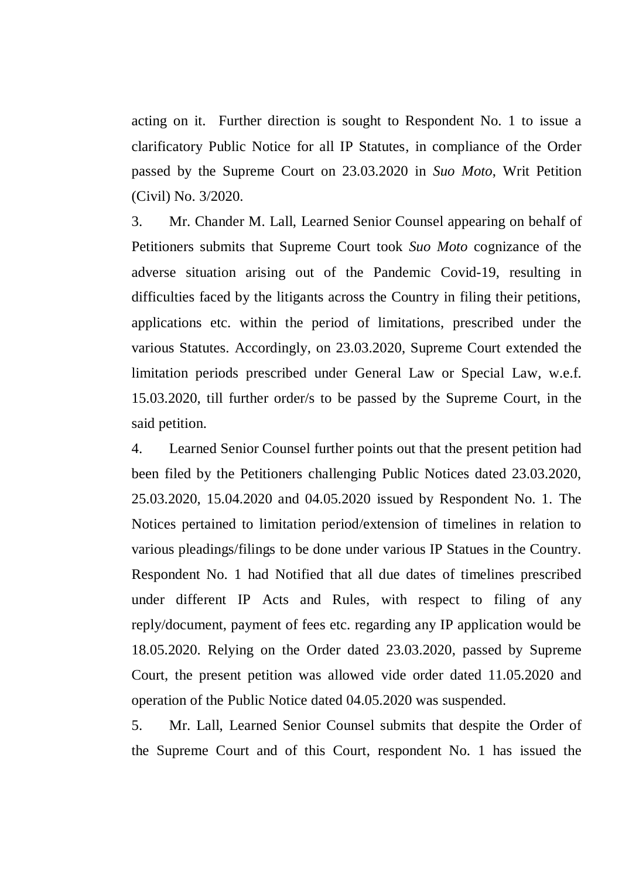acting on it. Further direction is sought to Respondent No. 1 to issue a clarificatory Public Notice for all IP Statutes, in compliance of the Order passed by the Supreme Court on 23.03.2020 in *Suo Moto*, Writ Petition (Civil) No. 3/2020.

3. Mr. Chander M. Lall, Learned Senior Counsel appearing on behalf of Petitioners submits that Supreme Court took *Suo Moto* cognizance of the adverse situation arising out of the Pandemic Covid-19, resulting in difficulties faced by the litigants across the Country in filing their petitions, applications etc. within the period of limitations, prescribed under the various Statutes. Accordingly, on 23.03.2020, Supreme Court extended the limitation periods prescribed under General Law or Special Law, w.e.f. 15.03.2020, till further order/s to be passed by the Supreme Court, in the said petition.

4. Learned Senior Counsel further points out that the present petition had been filed by the Petitioners challenging Public Notices dated 23.03.2020, 25.03.2020, 15.04.2020 and 04.05.2020 issued by Respondent No. 1. The Notices pertained to limitation period/extension of timelines in relation to various pleadings/filings to be done under various IP Statues in the Country. Respondent No. 1 had Notified that all due dates of timelines prescribed under different IP Acts and Rules, with respect to filing of any reply/document, payment of fees etc. regarding any IP application would be 18.05.2020. Relying on the Order dated 23.03.2020, passed by Supreme Court, the present petition was allowed vide order dated 11.05.2020 and operation of the Public Notice dated 04.05.2020 was suspended.

5. Mr. Lall, Learned Senior Counsel submits that despite the Order of the Supreme Court and of this Court, respondent No. 1 has issued the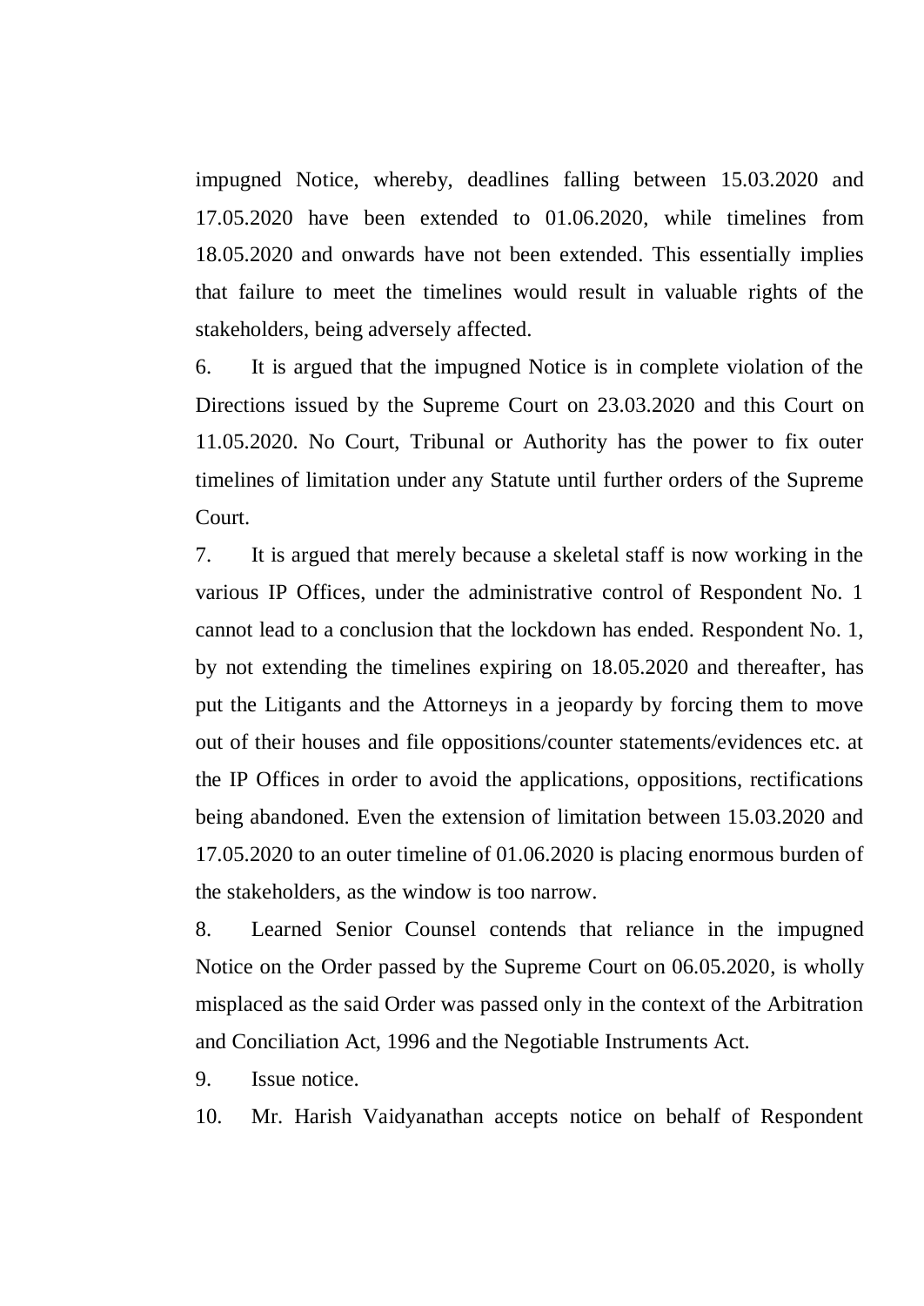impugned Notice, whereby, deadlines falling between 15.03.2020 and 17.05.2020 have been extended to 01.06.2020, while timelines from 18.05.2020 and onwards have not been extended. This essentially implies that failure to meet the timelines would result in valuable rights of the stakeholders, being adversely affected.

6. It is argued that the impugned Notice is in complete violation of the Directions issued by the Supreme Court on 23.03.2020 and this Court on 11.05.2020. No Court, Tribunal or Authority has the power to fix outer timelines of limitation under any Statute until further orders of the Supreme Court.

7. It is argued that merely because a skeletal staff is now working in the various IP Offices, under the administrative control of Respondent No. 1 cannot lead to a conclusion that the lockdown has ended. Respondent No. 1, by not extending the timelines expiring on 18.05.2020 and thereafter, has put the Litigants and the Attorneys in a jeopardy by forcing them to move out of their houses and file oppositions/counter statements/evidences etc. at the IP Offices in order to avoid the applications, oppositions, rectifications being abandoned. Even the extension of limitation between 15.03.2020 and 17.05.2020 to an outer timeline of 01.06.2020 is placing enormous burden of the stakeholders, as the window is too narrow.

8. Learned Senior Counsel contends that reliance in the impugned Notice on the Order passed by the Supreme Court on 06.05.2020, is wholly misplaced as the said Order was passed only in the context of the Arbitration and Conciliation Act, 1996 and the Negotiable Instruments Act.

9. Issue notice.

10. Mr. Harish Vaidyanathan accepts notice on behalf of Respondent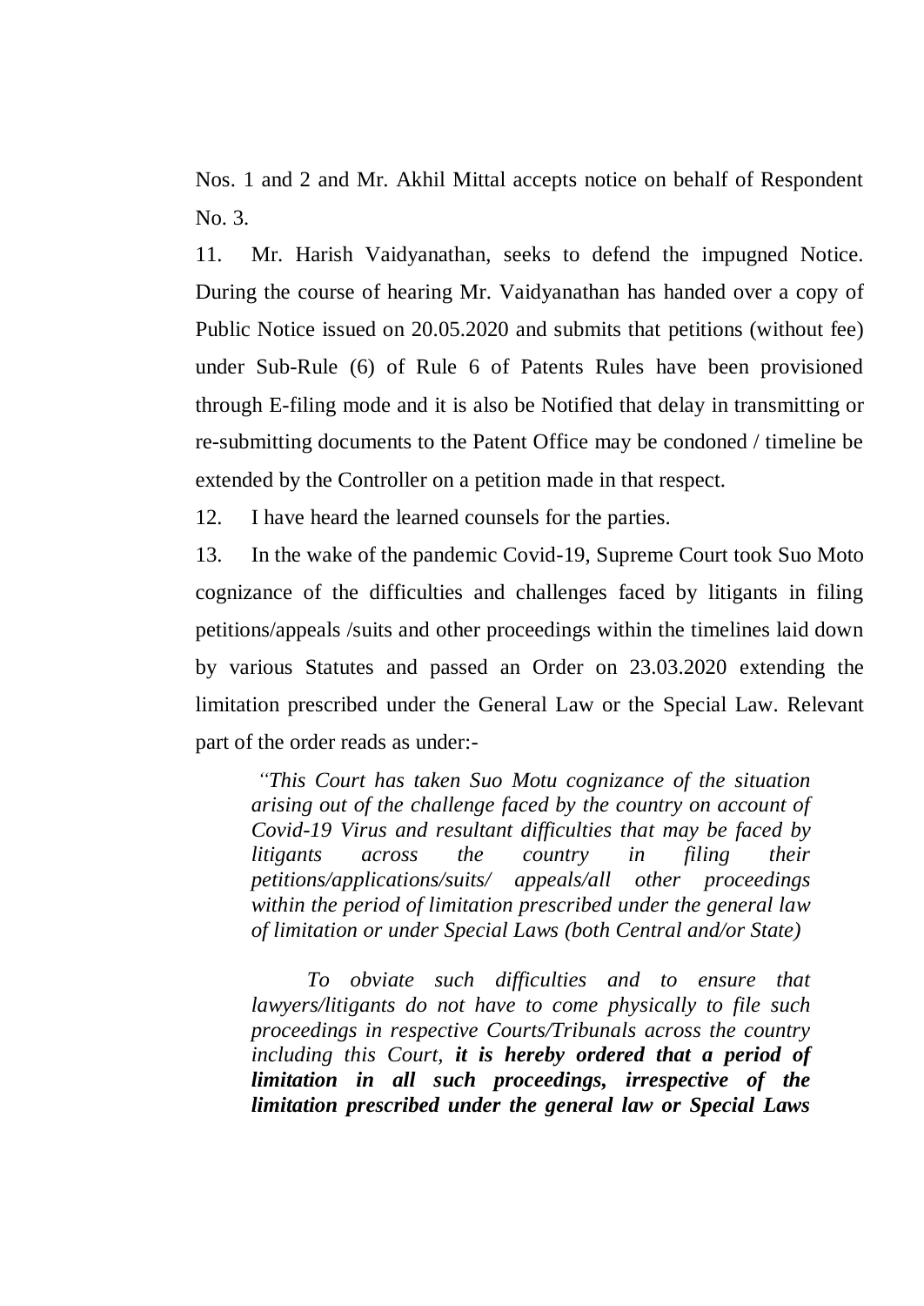Nos. 1 and 2 and Mr. Akhil Mittal accepts notice on behalf of Respondent No. 3.

11. Mr. Harish Vaidyanathan, seeks to defend the impugned Notice. During the course of hearing Mr. Vaidyanathan has handed over a copy of Public Notice issued on 20.05.2020 and submits that petitions (without fee) under Sub-Rule (6) of Rule 6 of Patents Rules have been provisioned through E-filing mode and it is also be Notified that delay in transmitting or re-submitting documents to the Patent Office may be condoned / timeline be extended by the Controller on a petition made in that respect.

12. I have heard the learned counsels for the parties.

13. In the wake of the pandemic Covid-19, Supreme Court took Suo Moto cognizance of the difficulties and challenges faced by litigants in filing petitions/appeals /suits and other proceedings within the timelines laid down by various Statutes and passed an Order on 23.03.2020 extending the limitation prescribed under the General Law or the Special Law. Relevant part of the order reads as under:-

> *"This Court has taken Suo Motu cognizance of the situation arising out of the challenge faced by the country on account of Covid-19 Virus and resultant difficulties that may be faced by litigants across the country in filing their petitions/applications/suits/ appeals/all other proceedings within the period of limitation prescribed under the general law of limitation or under Special Laws (both Central and/or State)*
>
> *To obviate such difficulties and to ensure that lawyers/litigants do not have to come physically to file such proceedings in respective Courts/Tribunals across the country including this Court, **it is hereby ordered that a period of limitation in all such proceedings, irrespective of the limitation prescribed under the general law or Special Laws***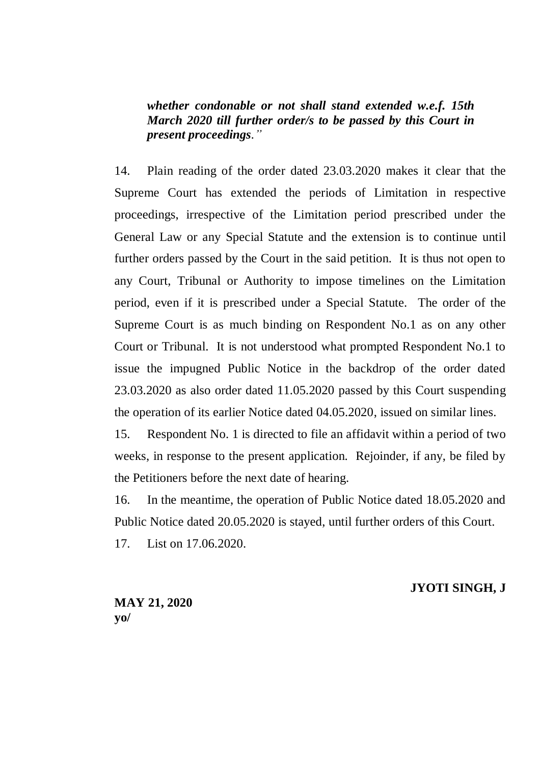***whether condonable or not shall stand extended w.e.f. 15th March 2020 till further order/s to be passed by this Court in present proceedings**."*

14. Plain reading of the order dated 23.03.2020 makes it clear that the Supreme Court has extended the periods of Limitation in respective proceedings, irrespective of the Limitation period prescribed under the General Law or any Special Statute and the extension is to continue until further orders passed by the Court in the said petition. It is thus not open to any Court, Tribunal or Authority to impose timelines on the Limitation period, even if it is prescribed under a Special Statute. The order of the Supreme Court is as much binding on Respondent No.1 as on any other Court or Tribunal. It is not understood what prompted Respondent No.1 to issue the impugned Public Notice in the backdrop of the order dated 23.03.2020 as also order dated 11.05.2020 passed by this Court suspending the operation of its earlier Notice dated 04.05.2020, issued on similar lines.

15. Respondent No. 1 is directed to file an affidavit within a period of two weeks, in response to the present application. Rejoinder, if any, be filed by the Petitioners before the next date of hearing.

16. In the meantime, the operation of Public Notice dated 18.05.2020 and Public Notice dated 20.05.2020 is stayed, until further orders of this Court.

17. List on 17.06.2020.

**JYOTI SINGH, J**

**MAY 21, 2020**
**yo/**